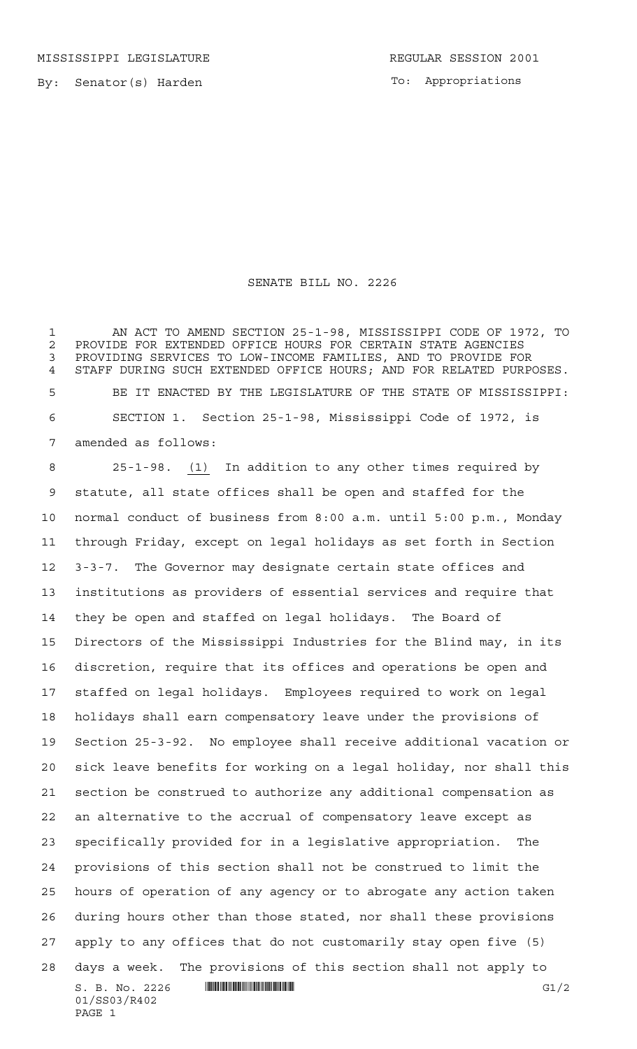MISSISSIPPI LEGISLATURE REGULAR SESSION 2001

By: Senator(s) Harden

To: Appropriations

# SENATE BILL NO. 2226

AN ACT TO AMEND SECTION 25-1-98, MISSISSIPPI CODE OF 1972, TO PROVIDE FOR EXTENDED OFFICE HOURS FOR CERTAIN STATE AGENCIES PROVIDING SERVICES TO LOW-INCOME FAMILIES, AND TO PROVIDE FOR STAFF DURING SUCH EXTENDED OFFICE HOURS; AND FOR RELATED PURPOSES.

BE IT ENACTED BY THE LEGISLATURE OF THE STATE OF MISSISSIPPI:

SECTION 1. Section 25-1-98, Mississippi Code of 1972, is amended as follows:

25-1-98. (1) In addition to any other times required by statute, all state offices shall be open and staffed for the normal conduct of business from 8:00 a.m. until 5:00 p.m., Monday through Friday, except on legal holidays as set forth in Section 3-3-7. The Governor may designate certain state offices and institutions as providers of essential services and require that they be open and staffed on legal holidays. The Board of Directors of the Mississippi Industries for the Blind may, in its discretion, require that its offices and operations be open and staffed on legal holidays. Employees required to work on legal holidays shall earn compensatory leave under the provisions of Section 25-3-92. No employee shall receive additional vacation or sick leave benefits for working on a legal holiday, nor shall this section be construed to authorize any additional compensation as an alternative to the accrual of compensatory leave except as specifically provided for in a legislative appropriation. The provisions of this section shall not be construed to limit the hours of operation of any agency or to abrogate any action taken during hours other than those stated, nor shall these provisions apply to any offices that do not customarily stay open five (5) days a week. The provisions of this section shall not apply to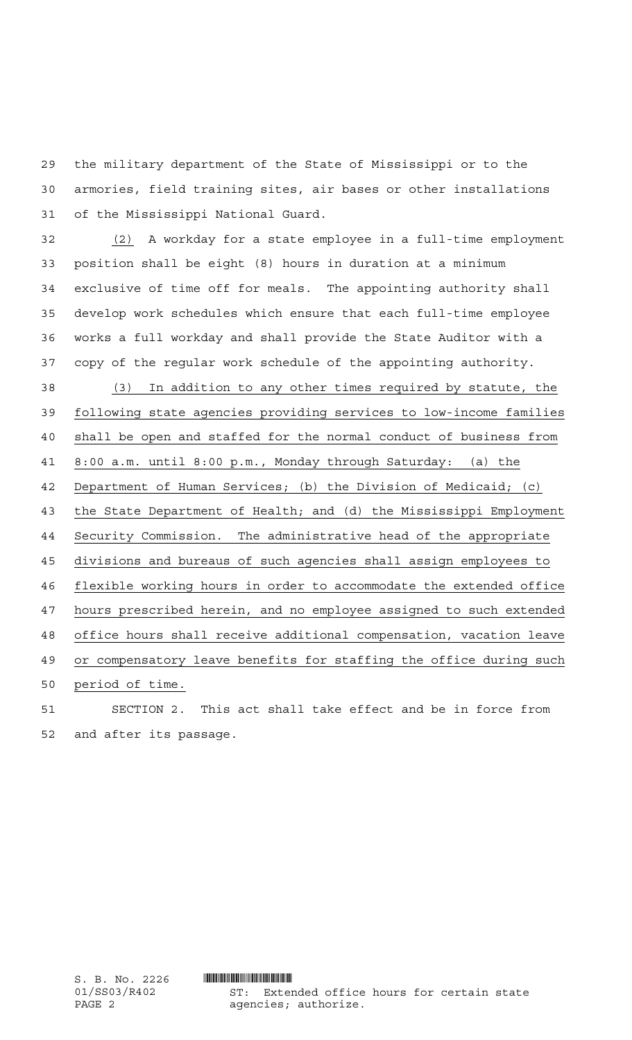the military department of the State of Mississippi or to the armories, field training sites, air bases or other installations of the Mississippi National Guard.

(2) A workday for a state employee in a full-time employment position shall be eight (8) hours in duration at a minimum exclusive of time off for meals. The appointing authority shall develop work schedules which ensure that each full-time employee works a full workday and shall provide the State Auditor with a copy of the regular work schedule of the appointing authority.

(3) In addition to any other times required by statute, the following state agencies providing services to low-income families shall be open and staffed for the normal conduct of business from 8:00 a.m. until 8:00 p.m., Monday through Saturday: (a) the Department of Human Services; (b) the Division of Medicaid; (c) the State Department of Health; and (d) the Mississippi Employment Security Commission. The administrative head of the appropriate divisions and bureaus of such agencies shall assign employees to flexible working hours in order to accommodate the extended office hours prescribed herein, and no employee assigned to such extended office hours shall receive additional compensation, vacation leave or compensatory leave benefits for staffing the office during such period of time.

SECTION 2. This act shall take effect and be in force from and after its passage.

ST: Extended office hours for certain state agencies; authorize.